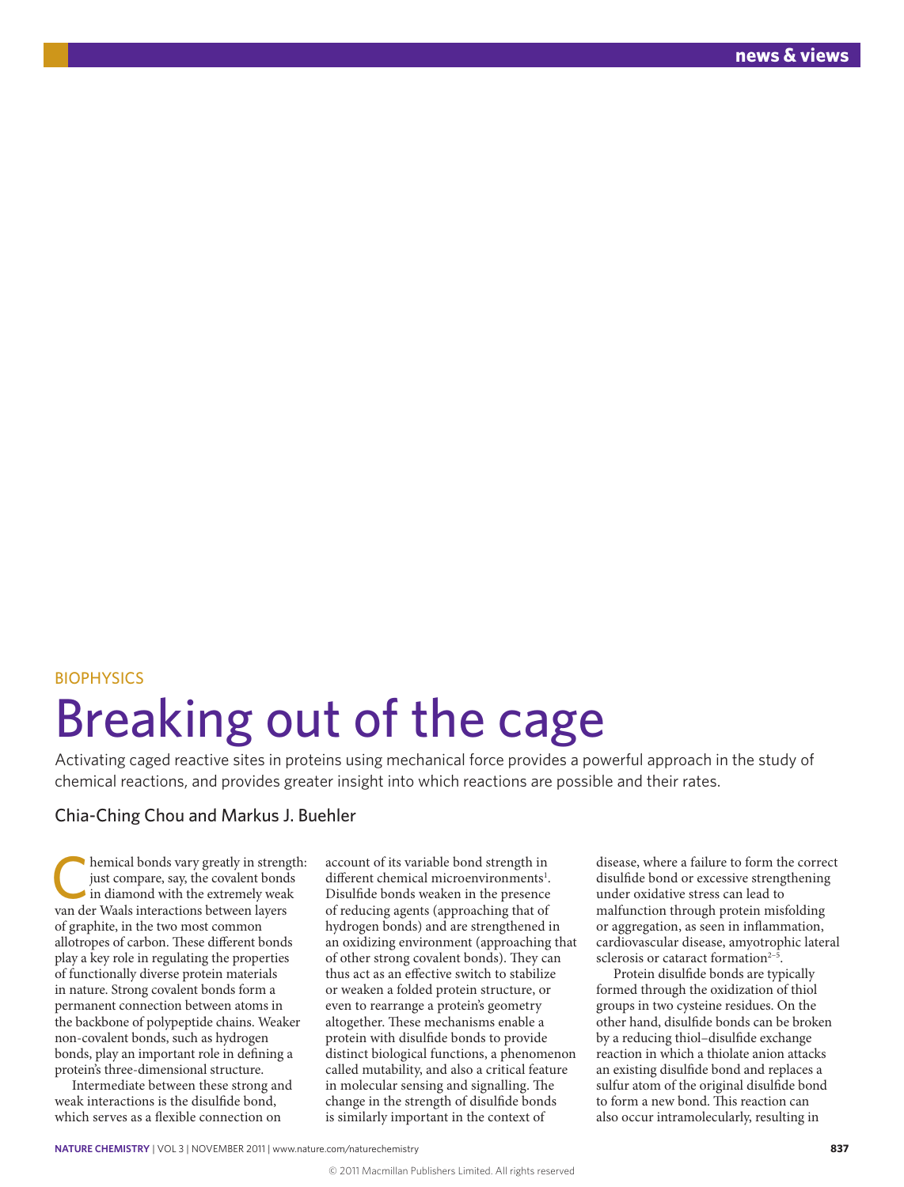BIOPHYSICS

# Breaking out of the cage

Activating caged reactive sites in proteins using mechanical force provides a powerful approach in the study of chemical reactions, and provides greater insight into which reactions are possible and their rates.

## Chia-Ching Chou and Markus J. Buehler

Chemical bonds vary greatly in strength: just compare, say, the covalent bonds in diamond with the extremely weak van der Waals interactions between layers of graphite, in the two most common allotropes of carbon. These different bonds play a key role in regulating the properties of functionally diverse protein materials in nature. Strong covalent bonds form a permanent connection between atoms in the backbone of polypeptide chains. Weaker non-covalent bonds, such as hydrogen bonds, play an important role in defining a protein's three-dimensional structure.

Intermediate between these strong and weak interactions is the disulfide bond, which serves as a flexible connection on account of its variable bond strength in different chemical microenvironments[1]. Disulfide bonds weaken in the presence of reducing agents (approaching that of hydrogen bonds) and are strengthened in an oxidizing environment (approaching that of other strong covalent bonds). They can thus act as an effective switch to stabilize or weaken a folded protein structure, or even to rearrange a protein's geometry altogether. These mechanisms enable a protein with disulfide bonds to provide distinct biological functions, a phenomenon called mutability, and also a critical feature in molecular sensing and signalling. The change in the strength of disulfide bonds is similarly important in the context of disease, where a failure to form the correct disulfide bond or excessive strengthening under oxidative stress can lead to malfunction through protein misfolding or aggregation, as seen in inflammation, cardiovascular disease, amyotrophic lateral sclerosis or cataract formation[2–5].

Protein disulfide bonds are typically formed through the oxidization of thiol groups in two cysteine residues. On the other hand, disulfide bonds can be broken by a reducing thiol–disulfide exchange reaction in which a thiolate anion attacks an existing disulfide bond and replaces a sulfur atom of the original disulfide bond to form a new bond. This reaction can also occur intramolecularly, resulting in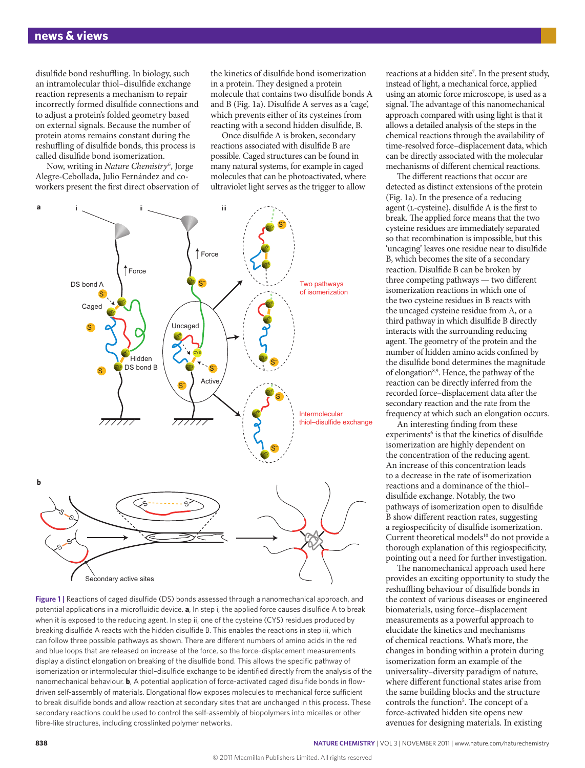disulfide bond reshuffling. In biology, such an intramolecular thiol–disulfide exchange reaction represents a mechanism to repair incorrectly formed disulfide connections and to adjust a protein's folded geometry based on external signals. Because the number of protein atoms remains constant during the reshuffling of disulfide bonds, this process is called disulfide bond isomerization.

Now, writing in *Nature Chemistry*[6], Jorge Alegre-Cebollada, Julio Fernández and co-workers present the first direct observation of the kinetics of disulfide bond isomerization in a protein. They designed a protein molecule that contains two disulfide bonds A and B (Fig. 1a). Disulfide A serves as a 'cage', which prevents either of its cysteines from reacting with a second hidden disulfide, B.

Once disulfide A is broken, secondary reactions associated with disulfide B are possible. Caged structures can be found in many natural systems, for example in caged molecules that can be photoactivated, where ultraviolet light serves as the trigger to allow reactions at a hidden site[7]. In the present study, instead of light, a mechanical force, applied using an atomic force microscope, is used as a signal. The advantage of this nanomechanical approach compared with using light is that it allows a detailed analysis of the steps in the chemical reactions through the availability of time-resolved force–displacement data, which can be directly associated with the molecular mechanisms of different chemical reactions.

The different reactions that occur are detected as distinct extensions of the protein (Fig. 1a). In the presence of a reducing agent (L-cysteine), disulfide A is the first to break. The applied force means that the two cysteine residues are immediately separated so that recombination is impossible, but this 'uncaging' leaves one residue near to disulfide B, which becomes the site of a secondary reaction. Disulfide B can be broken by three competing pathways — two different isomerization reactions in which one of the two cysteine residues in B reacts with the uncaged cysteine residue from A, or a third pathway in which disulfide B directly interacts with the surrounding reducing agent. The geometry of the protein and the number of hidden amino acids confined by the disulfide bond determines the magnitude of elongation[8,9]. Hence, the pathway of the reaction can be directly inferred from the recorded force–displacement data after the secondary reaction and the rate from the frequency at which such an elongation occurs.

An interesting finding from these experiments[6] is that the kinetics of disulfide isomerization are highly dependent on the concentration of the reducing agent. An increase of this concentration leads to a decrease in the rate of isomerization reactions and a dominance of the thiol–disulfide exchange. Notably, the two pathways of isomerization open to disulfide B show different reaction rates, suggesting a regiospecificity of disulfide isomerization. Current theoretical models[10] do not provide a thorough explanation of this regiospecificity, pointing out a need for further investigation.

The nanomechanical approach used here provides an exciting opportunity to study the reshuffling behaviour of disulfide bonds in the context of various diseases or engineered biomaterials, using force–displacement measurements as a powerful approach to elucidate the kinetics and mechanisms of chemical reactions. What's more, the changes in bonding within a protein during isomerization form an example of the universality–diversity paradigm of nature, where different functional states arise from the same building blocks and the structure controls the function[5]. The concept of a force-activated hidden site opens new avenues for designing materials. In existing

**Figure 1 |** Reactions of caged disulfide (DS) bonds assessed through a nanomechanical approach, and potential applications in a microfluidic device. **a**, In step i, the applied force causes disulfide A to break when it is exposed to the reducing agent. In step ii, one of the cysteine (CYS) residues produced by breaking disulfide A reacts with the hidden disulfide B. This enables the reactions in step iii, which can follow three possible pathways as shown. There are different numbers of amino acids in the red and blue loops that are released on increase of the force, so the force–displacement measurements display a distinct elongation on breaking of the disulfide bond. This allows the specific pathway of isomerization or intermolecular thiol–disulfide exchange to be identified directly from the analysis of the nanomechanical behaviour. **b**, A potential application of force-activated caged disulfide bonds in flow-driven self-assembly of materials. Elongational flow exposes molecules to mechanical force sufficient to break disulfide bonds and allow reaction at secondary sites that are unchanged in this process. These secondary reactions could be used to control the self-assembly of biopolymers into micelles or other fibre-like structures, including crosslinked polymer networks.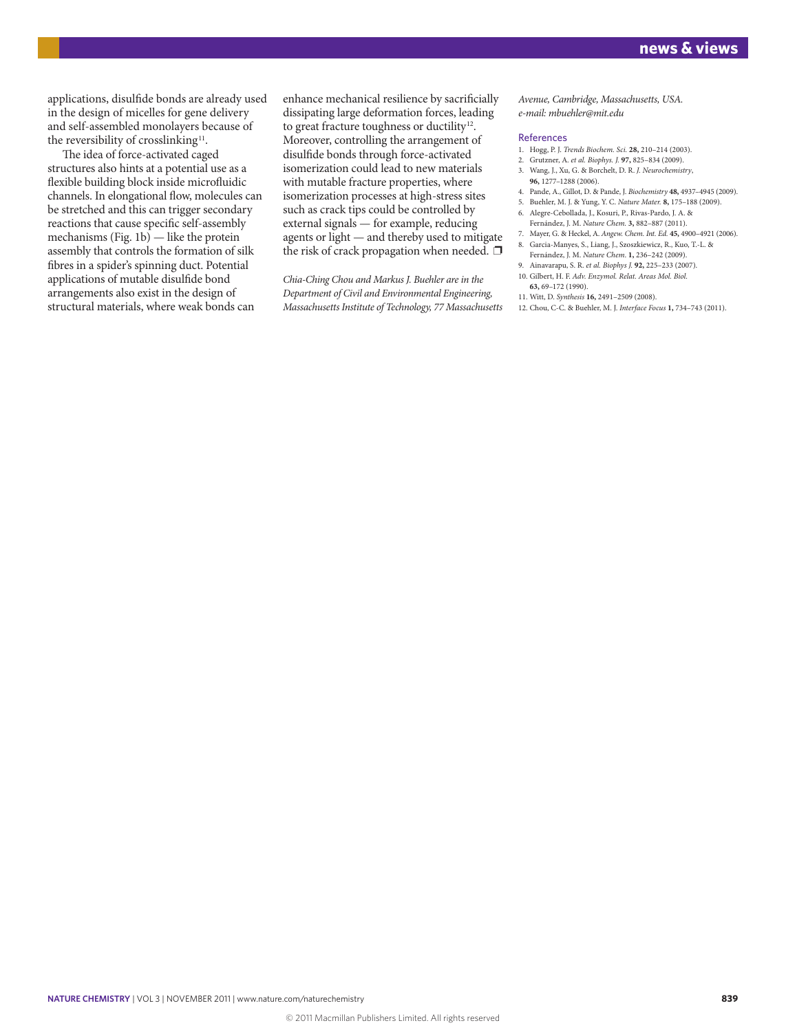applications, disulfide bonds are already used in the design of micelles for gene delivery and self-assembled monolayers because of the reversibility of crosslinking[11].

The idea of force-activated caged structures also hints at a potential use as a flexible building block inside microfluidic channels. In elongational flow, molecules can be stretched and this can trigger secondary reactions that cause specific self-assembly mechanisms (Fig. 1b) — like the protein assembly that controls the formation of silk fibres in a spider's spinning duct. Potential applications of mutable disulfide bond arrangements also exist in the design of structural materials, where weak bonds can enhance mechanical resilience by sacrificially dissipating large deformation forces, leading to great fracture toughness or ductility[12]. Moreover, controlling the arrangement of disulfide bonds through force-activated isomerization could lead to new materials with mutable fracture properties, where isomerization processes at high-stress sites such as crack tips could be controlled by external signals — for example, reducing agents or light — and thereby used to mitigate the risk of crack propagation when needed. ❐

*Chia-Ching Chou and Markus J. Buehler are in the Department of Civil and Environmental Engineering, Massachusetts Institute of Technology, 77 Massachusetts Avenue, Cambridge, Massachusetts, USA.*
*e-mail: mbuehler@mit.edu*

## References

1. Hogg, P. J. *Trends Biochem. Sci.* **28,** 210–214 (2003).
2. Grutzner, A. *et al. Biophys. J.* **97,** 825–834 (2009).
3. Wang, J., Xu, G. & Borchelt, D. R. *J. Neurochemistry*, **96,** 1277–1288 (2006).
4. Pande, A., Gillot, D. & Pande, J. *Biochemistry* **48,** 4937–4945 (2009).
5. Buehler, M. J. & Yung, Y. C. *Nature Mater.* **8,** 175–188 (2009).
6. Alegre-Cebollada, J., Kosuri, P., Rivas-Pardo, J. A. & Fernández, J. M. *Nature Chem.* **3,** 882–887 (2011).
7. Mayer, G. & Heckel, A. *Angew. Chem. Int. Ed.* **45,** 4900–4921 (2006).
8. Garcia-Manyes, S., Liang, J., Szoszkiewicz, R., Kuo, T.-L. & Fernández, J. M. *Nature Chem.* **1,** 236–242 (2009).
9. Ainavarapu, S. R. *et al. Biophys J.* **92,** 225–233 (2007).
10. Gilbert, H. F. *Adv. Enzymol. Relat. Areas Mol. Biol.* **63,** 69–172 (1990).
11. Witt, D. *Synthesis* **16,** 2491–2509 (2008).
12. Chou, C-C. & Buehler, M. J. *Interface Focus* **1,** 734–743 (2011).